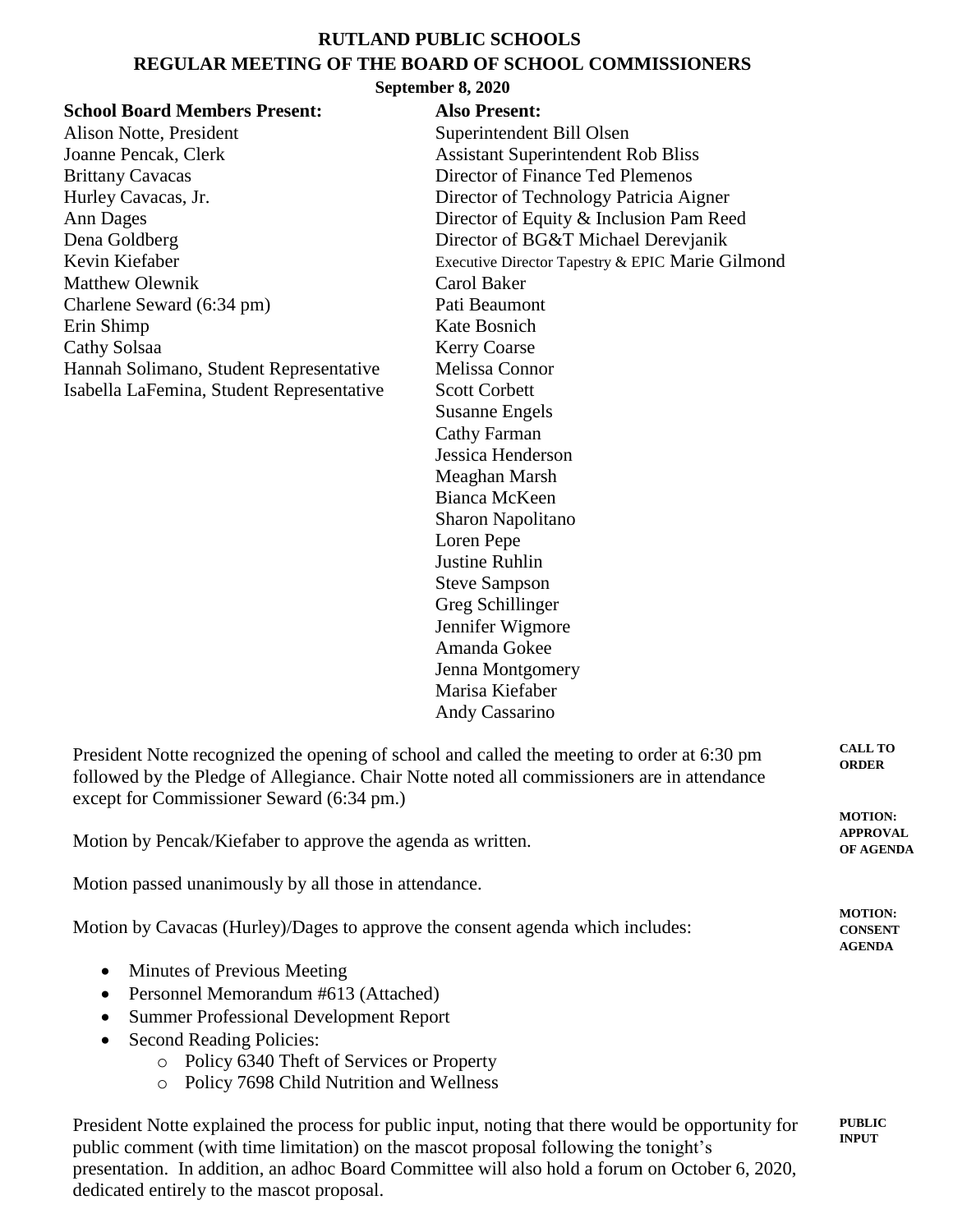# RUTLAND PUBLIC SCHOOLS

## REGULAR MEETING OF THE BOARD OF SCHOOL COMMISSIONERS

**September 8, 2020**

**School Board Members Present:**

Alison Notte, President
Joanne Pencak, Clerk
Brittany Cavacas
Hurley Cavacas, Jr.
Ann Dages
Dena Goldberg
Kevin Kiefaber
Matthew Olewnik
Charlene Seward (6:34 pm)
Erin Shimp
Cathy Solsaa
Hannah Solimano, Student Representative
Isabella LaFemina, Student Representative

**Also Present:**

Superintendent Bill Olsen
Assistant Superintendent Rob Bliss
Director of Finance Ted Plemenos
Director of Technology Patricia Aigner
Director of Equity & Inclusion Pam Reed
Director of BG&T Michael Derevjanik
Executive Director Tapestry & EPIC Marie Gilmond
Carol Baker
Pati Beaumont
Kate Bosnich
Kerry Coarse
Melissa Connor
Scott Corbett
Susanne Engels
Cathy Farman
Jessica Henderson
Meaghan Marsh
Bianca McKeen
Sharon Napolitano
Loren Pepe
Justine Ruhlin
Steve Sampson
Greg Schillinger
Jennifer Wigmore
Amanda Gokee
Jenna Montgomery
Marisa Kiefaber
Andy Cassarino

**CALL TO ORDER**

President Notte recognized the opening of school and called the meeting to order at 6:30 pm followed by the Pledge of Allegiance. Chair Notte noted all commissioners are in attendance except for Commissioner Seward (6:34 pm.)

**MOTION: APPROVAL OF AGENDA**

Motion by Pencak/Kiefaber to approve the agenda as written.

Motion passed unanimously by all those in attendance.

**MOTION: CONSENT AGENDA**

Motion by Cavacas (Hurley)/Dages to approve the consent agenda which includes:

- Minutes of Previous Meeting
- Personnel Memorandum #613 (Attached)
- Summer Professional Development Report
- Second Reading Policies:
  - Policy 6340 Theft of Services or Property
  - Policy 7698 Child Nutrition and Wellness

**PUBLIC INPUT**

President Notte explained the process for public input, noting that there would be opportunity for public comment (with time limitation) on the mascot proposal following the tonight's presentation. In addition, an adhoc Board Committee will also hold a forum on October 6, 2020, dedicated entirely to the mascot proposal.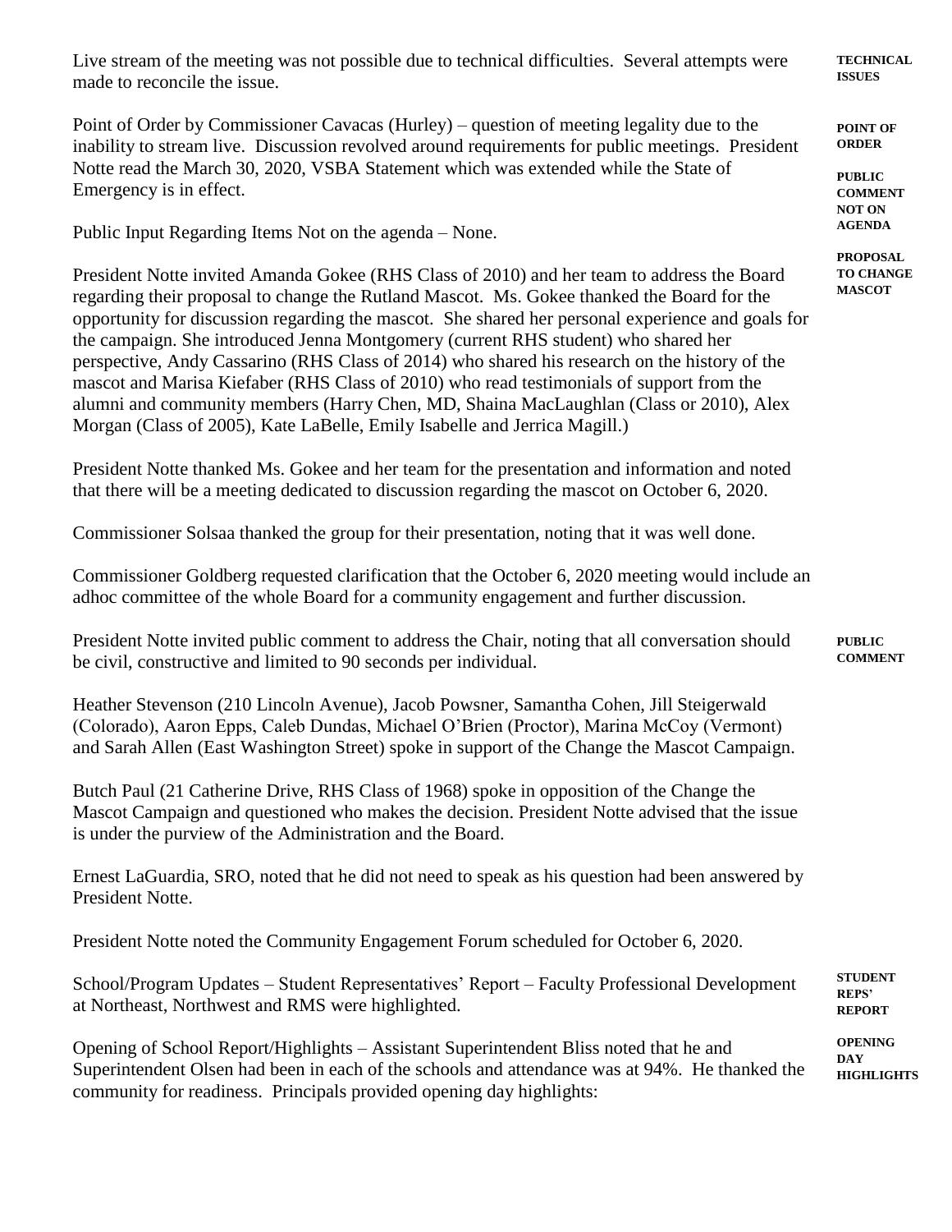**TECHNICAL ISSUES**

Live stream of the meeting was not possible due to technical difficulties. Several attempts were made to reconcile the issue.

**POINT OF ORDER**

Point of Order by Commissioner Cavacas (Hurley) – question of meeting legality due to the inability to stream live. Discussion revolved around requirements for public meetings. President Notte read the March 30, 2020, VSBA Statement which was extended while the State of Emergency is in effect.

**PUBLIC COMMENT NOT ON AGENDA**

Public Input Regarding Items Not on the agenda – None.

**PROPOSAL TO CHANGE MASCOT**

President Notte invited Amanda Gokee (RHS Class of 2010) and her team to address the Board regarding their proposal to change the Rutland Mascot. Ms. Gokee thanked the Board for the opportunity for discussion regarding the mascot. She shared her personal experience and goals for the campaign. She introduced Jenna Montgomery (current RHS student) who shared her perspective, Andy Cassarino (RHS Class of 2014) who shared his research on the history of the mascot and Marisa Kiefaber (RHS Class of 2010) who read testimonials of support from the alumni and community members (Harry Chen, MD, Shaina MacLaughlan (Class or 2010), Alex Morgan (Class of 2005), Kate LaBelle, Emily Isabelle and Jerrica Magill.)

President Notte thanked Ms. Gokee and her team for the presentation and information and noted that there will be a meeting dedicated to discussion regarding the mascot on October 6, 2020.

Commissioner Solsaa thanked the group for their presentation, noting that it was well done.

Commissioner Goldberg requested clarification that the October 6, 2020 meeting would include an adhoc committee of the whole Board for a community engagement and further discussion.

**PUBLIC COMMENT**

President Notte invited public comment to address the Chair, noting that all conversation should be civil, constructive and limited to 90 seconds per individual.

Heather Stevenson (210 Lincoln Avenue), Jacob Powsner, Samantha Cohen, Jill Steigerwald (Colorado), Aaron Epps, Caleb Dundas, Michael O'Brien (Proctor), Marina McCoy (Vermont) and Sarah Allen (East Washington Street) spoke in support of the Change the Mascot Campaign.

Butch Paul (21 Catherine Drive, RHS Class of 1968) spoke in opposition of the Change the Mascot Campaign and questioned who makes the decision. President Notte advised that the issue is under the purview of the Administration and the Board.

Ernest LaGuardia, SRO, noted that he did not need to speak as his question had been answered by President Notte.

President Notte noted the Community Engagement Forum scheduled for October 6, 2020.

**STUDENT REPS' REPORT**

School/Program Updates – Student Representatives' Report – Faculty Professional Development at Northeast, Northwest and RMS were highlighted.

**OPENING DAY HIGHLIGHTS**

Opening of School Report/Highlights – Assistant Superintendent Bliss noted that he and Superintendent Olsen had been in each of the schools and attendance was at 94%. He thanked the community for readiness. Principals provided opening day highlights: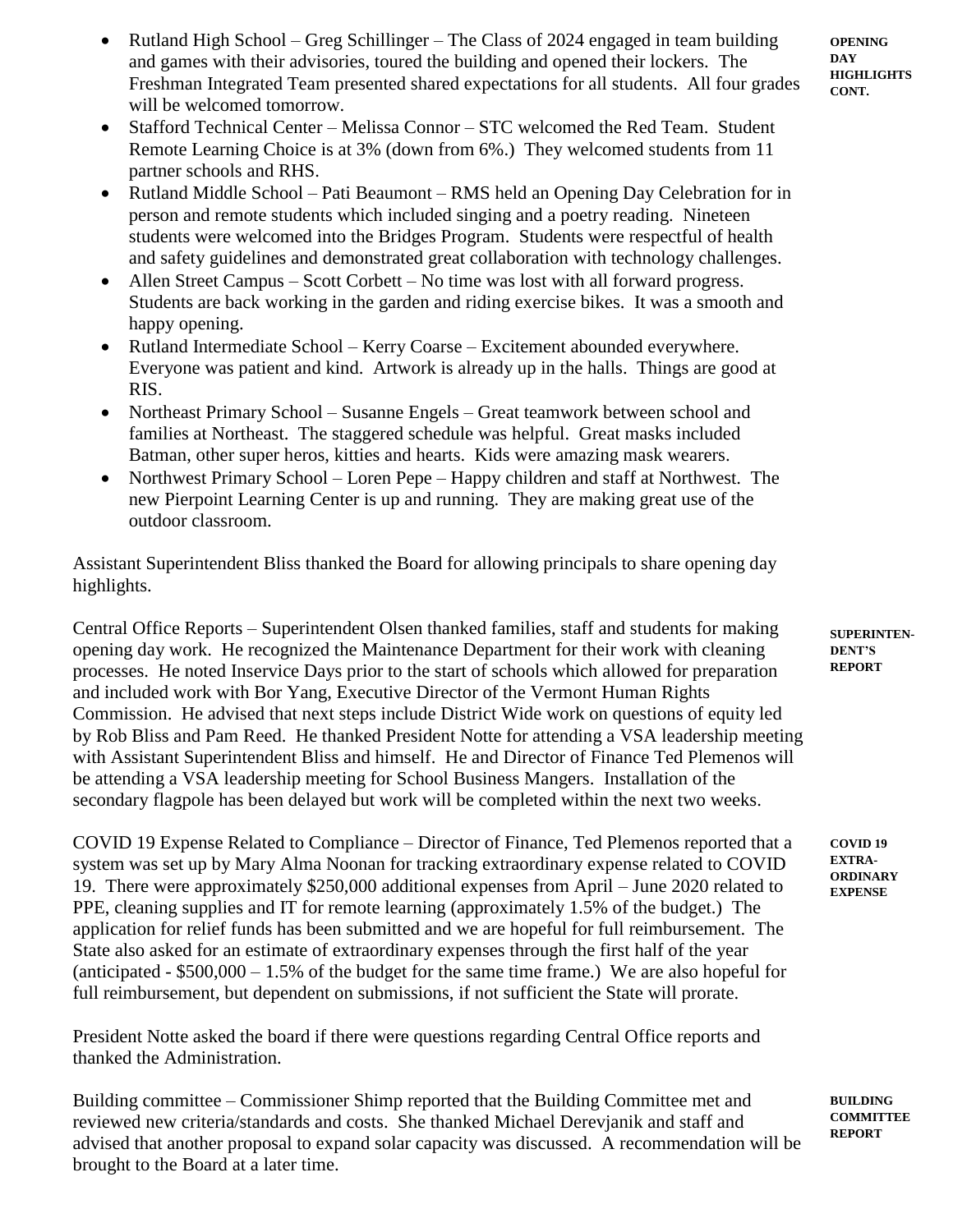**OPENING DAY HIGHLIGHTS CONT.**

- Rutland High School – Greg Schillinger – The Class of 2024 engaged in team building and games with their advisories, toured the building and opened their lockers. The Freshman Integrated Team presented shared expectations for all students. All four grades will be welcomed tomorrow.
- Stafford Technical Center – Melissa Connor – STC welcomed the Red Team. Student Remote Learning Choice is at 3% (down from 6%.) They welcomed students from 11 partner schools and RHS.
- Rutland Middle School – Pati Beaumont – RMS held an Opening Day Celebration for in person and remote students which included singing and a poetry reading. Nineteen students were welcomed into the Bridges Program. Students were respectful of health and safety guidelines and demonstrated great collaboration with technology challenges.
- Allen Street Campus – Scott Corbett – No time was lost with all forward progress. Students are back working in the garden and riding exercise bikes. It was a smooth and happy opening.
- Rutland Intermediate School – Kerry Coarse – Excitement abounded everywhere. Everyone was patient and kind. Artwork is already up in the halls. Things are good at RIS.
- Northeast Primary School – Susanne Engels – Great teamwork between school and families at Northeast. The staggered schedule was helpful. Great masks included Batman, other super heros, kitties and hearts. Kids were amazing mask wearers.
- Northwest Primary School – Loren Pepe – Happy children and staff at Northwest. The new Pierpoint Learning Center is up and running. They are making great use of the outdoor classroom.

Assistant Superintendent Bliss thanked the Board for allowing principals to share opening day highlights.

**SUPERINTENDENT'S REPORT**

Central Office Reports – Superintendent Olsen thanked families, staff and students for making opening day work. He recognized the Maintenance Department for their work with cleaning processes. He noted Inservice Days prior to the start of schools which allowed for preparation and included work with Bor Yang, Executive Director of the Vermont Human Rights Commission. He advised that next steps include District Wide work on questions of equity led by Rob Bliss and Pam Reed. He thanked President Notte for attending a VSA leadership meeting with Assistant Superintendent Bliss and himself. He and Director of Finance Ted Plemenos will be attending a VSA leadership meeting for School Business Mangers. Installation of the secondary flagpole has been delayed but work will be completed within the next two weeks.

**COVID 19 EXTRA-ORDINARY EXPENSE**

COVID 19 Expense Related to Compliance – Director of Finance, Ted Plemenos reported that a system was set up by Mary Alma Noonan for tracking extraordinary expense related to COVID 19. There were approximately $250,000 additional expenses from April – June 2020 related to PPE, cleaning supplies and IT for remote learning (approximately 1.5% of the budget.) The application for relief funds has been submitted and we are hopeful for full reimbursement. The State also asked for an estimate of extraordinary expenses through the first half of the year (anticipated - $500,000 – 1.5% of the budget for the same time frame.) We are also hopeful for full reimbursement, but dependent on submissions, if not sufficient the State will prorate.

President Notte asked the board if there were questions regarding Central Office reports and thanked the Administration.

**BUILDING COMMITTEE REPORT**

Building committee – Commissioner Shimp reported that the Building Committee met and reviewed new criteria/standards and costs. She thanked Michael Derevjanik and staff and advised that another proposal to expand solar capacity was discussed. A recommendation will be brought to the Board at a later time.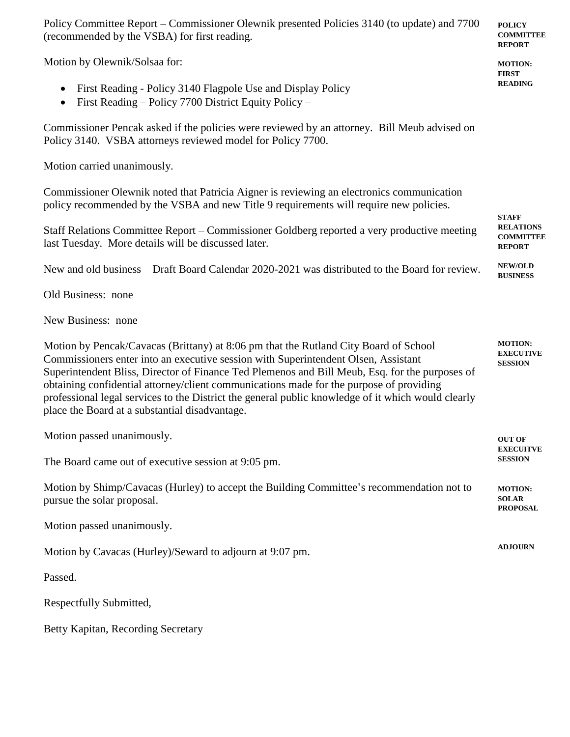Policy Committee Report – Commissioner Olewnik presented Policies 3140 (to update) and 7700 (recommended by the VSBA) for first reading.

**POLICY COMMITTEE REPORT**

**MOTION: FIRST READING**

Motion by Olewnik/Solsaa for:

- First Reading - Policy 3140 Flagpole Use and Display Policy
- First Reading – Policy 7700 District Equity Policy –

Commissioner Pencak asked if the policies were reviewed by an attorney. Bill Meub advised on Policy 3140. VSBA attorneys reviewed model for Policy 7700.

Motion carried unanimously.

Commissioner Olewnik noted that Patricia Aigner is reviewing an electronics communication policy recommended by the VSBA and new Title 9 requirements will require new policies.

**STAFF RELATIONS COMMITTEE REPORT**

Staff Relations Committee Report – Commissioner Goldberg reported a very productive meeting last Tuesday. More details will be discussed later.

**NEW/OLD BUSINESS**

New and old business – Draft Board Calendar 2020-2021 was distributed to the Board for review.

Old Business: none

New Business: none

**MOTION: EXECUTIVE SESSION**

Motion by Pencak/Cavacas (Brittany) at 8:06 pm that the Rutland City Board of School Commissioners enter into an executive session with Superintendent Olsen, Assistant Superintendent Bliss, Director of Finance Ted Plemenos and Bill Meub, Esq. for the purposes of obtaining confidential attorney/client communications made for the purpose of providing professional legal services to the District the general public knowledge of it which would clearly place the Board at a substantial disadvantage.

Motion passed unanimously.

**OUT OF EXECUITVE SESSION**

The Board came out of executive session at 9:05 pm.

**MOTION: SOLAR PROPOSAL**

Motion by Shimp/Cavacas (Hurley) to accept the Building Committee's recommendation not to pursue the solar proposal.

Motion passed unanimously.

**ADJOURN**

Motion by Cavacas (Hurley)/Seward to adjourn at 9:07 pm.

Passed.

Respectfully Submitted,

Betty Kapitan, Recording Secretary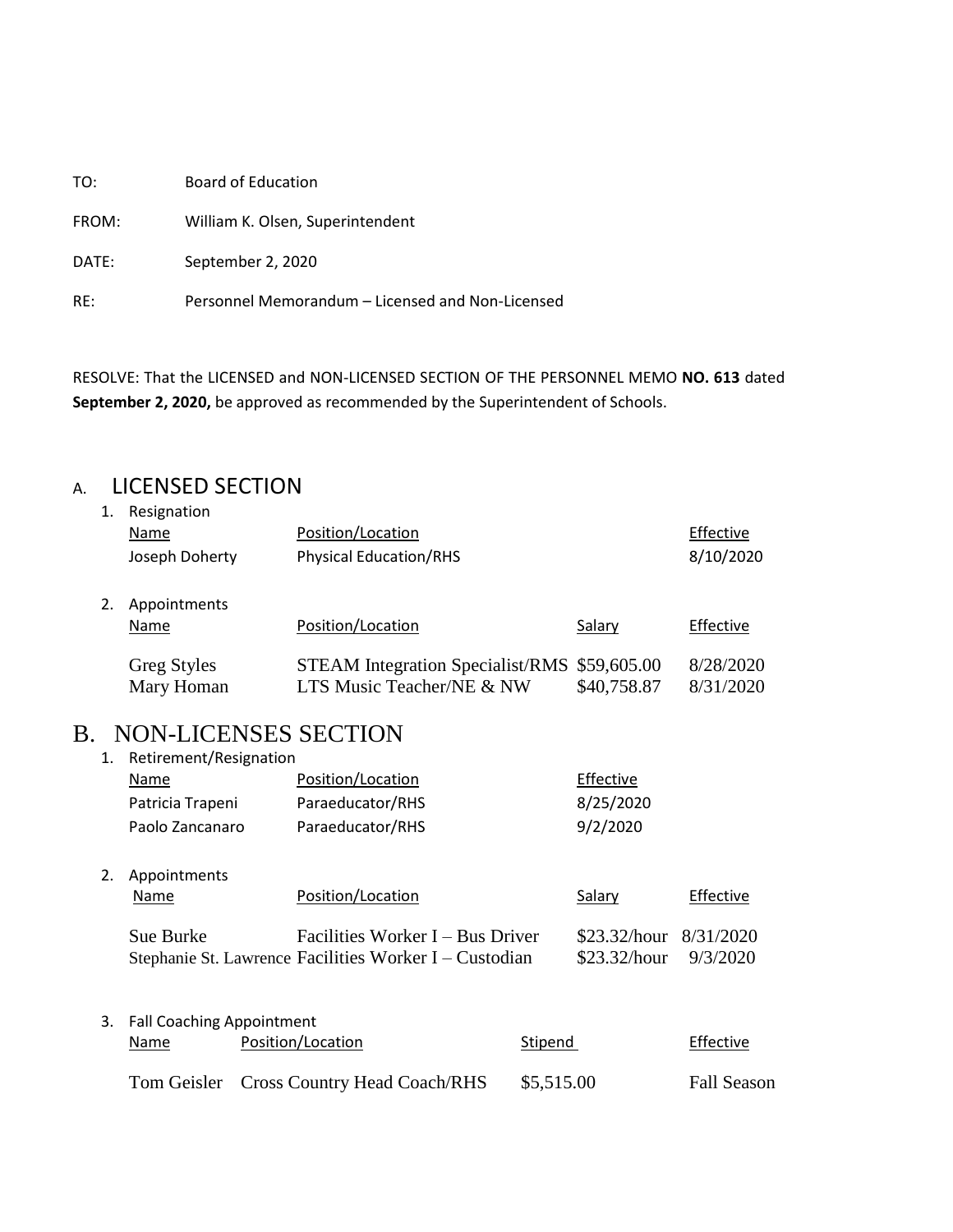TO: Board of Education

FROM: William K. Olsen, Superintendent

DATE: September 2, 2020

RE: Personnel Memorandum – Licensed and Non-Licensed

RESOLVE: That the LICENSED and NON-LICENSED SECTION OF THE PERSONNEL MEMO **NO. 613** dated **September 2, 2020,** be approved as recommended by the Superintendent of Schools.

## A. LICENSED SECTION

1. Resignation

| Name | Position/Location | Effective |
|---|---|---|
| Joseph Doherty | Physical Education/RHS | 8/10/2020 |

2. Appointments

| Name | Position/Location | Salary | Effective |
|---|---|---|---|
| Greg Styles | STEAM Integration Specialist/RMS | $59,605.00 | 8/28/2020 |
| Mary Homan | LTS Music Teacher/NE & NW | $40,758.87 | 8/31/2020 |

## B. NON-LICENSES SECTION

1. Retirement/Resignation

| Name | Position/Location | Effective |
|---|---|---|
| Patricia Trapeni | Paraeducator/RHS | 8/25/2020 |
| Paolo Zancanaro | Paraeducator/RHS | 9/2/2020 |

2. Appointments

| Name | Position/Location | Salary | Effective |
|---|---|---|---|
| Sue Burke | Facilities Worker I – Bus Driver | $23.32/hour | 8/31/2020 |
| Stephanie St. Lawrence | Facilities Worker I – Custodian | $23.32/hour | 9/3/2020 |

3. Fall Coaching Appointment

| Name | Position/Location | Stipend | Effective |
|---|---|---|---|
| Tom Geisler | Cross Country Head Coach/RHS | $5,515.00 | Fall Season |